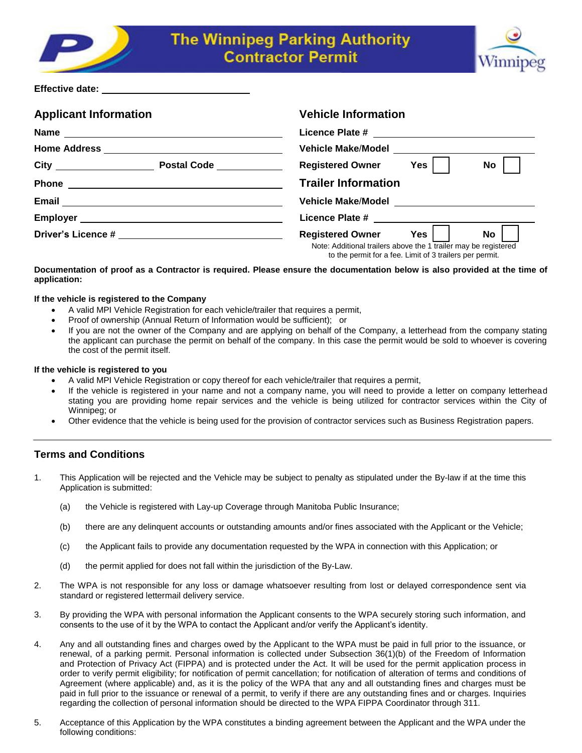# The Winnipeg Parking Authority Contractor Permit

**Effective date:** ______________________________

## Applicant Information

**Name** ______________________________

**Home Address** ______________________________

**City** ____________________ **Postal Code** ____________

**Phone** ______________________________

**Email** ______________________________

**Employer** ______________________________

**Driver's Licence #** ______________________________

## Vehicle Information

**Licence Plate #** ______________________________

**Vehicle Make/Model** ______________________________

**Registered Owner** **Yes** ☐ **No** ☐

## Trailer Information

**Vehicle Make/Model** ______________________________

**Licence Plate #** ______________________________

**Registered Owner** **Yes** ☐ **No** ☐

Note: Additional trailers above the 1 trailer may be registered to the permit for a fee. Limit of 3 trailers per permit.

**Documentation of proof as a Contractor is required. Please ensure the documentation below is also provided at the time of application:**

**If the vehicle is registered to the Company**

- A valid MPI Vehicle Registration for each vehicle/trailer that requires a permit,
- Proof of ownership (Annual Return of Information would be sufficient); or
- If you are not the owner of the Company and are applying on behalf of the Company, a letterhead from the company stating the applicant can purchase the permit on behalf of the company. In this case the permit would be sold to whoever is covering the cost of the permit itself.

**If the vehicle is registered to you**

- A valid MPI Vehicle Registration or copy thereof for each vehicle/trailer that requires a permit,
- If the vehicle is registered in your name and not a company name, you will need to provide a letter on company letterhead stating you are providing home repair services and the vehicle is being utilized for contractor services within the City of Winnipeg; or
- Other evidence that the vehicle is being used for the provision of contractor services such as Business Registration papers.

---

## Terms and Conditions

1. This Application will be rejected and the Vehicle may be subject to penalty as stipulated under the By-law if at the time this Application is submitted:

   (a) the Vehicle is registered with Lay-up Coverage through Manitoba Public Insurance;

   (b) there are any delinquent accounts or outstanding amounts and/or fines associated with the Applicant or the Vehicle;

   (c) the Applicant fails to provide any documentation requested by the WPA in connection with this Application; or

   (d) the permit applied for does not fall within the jurisdiction of the By-Law.

2. The WPA is not responsible for any loss or damage whatsoever resulting from lost or delayed correspondence sent via standard or registered lettermail delivery service.

3. By providing the WPA with personal information the Applicant consents to the WPA securely storing such information, and consents to the use of it by the WPA to contact the Applicant and/or verify the Applicant's identity.

4. Any and all outstanding fines and charges owed by the Applicant to the WPA must be paid in full prior to the issuance, or renewal, of a parking permit. Personal information is collected under Subsection 36(1)(b) of the Freedom of Information and Protection of Privacy Act (FIPPA) and is protected under the Act. It will be used for the permit application process in order to verify permit eligibility; for notification of permit cancellation; for notification of alteration of terms and conditions of Agreement (where applicable) and, as it is the policy of the WPA that any and all outstanding fines and charges must be paid in full prior to the issuance or renewal of a permit, to verify if there are any outstanding fines and or charges. Inquiries regarding the collection of personal information should be directed to the WPA FIPPA Coordinator through 311.

5. Acceptance of this Application by the WPA constitutes a binding agreement between the Applicant and the WPA under the following conditions: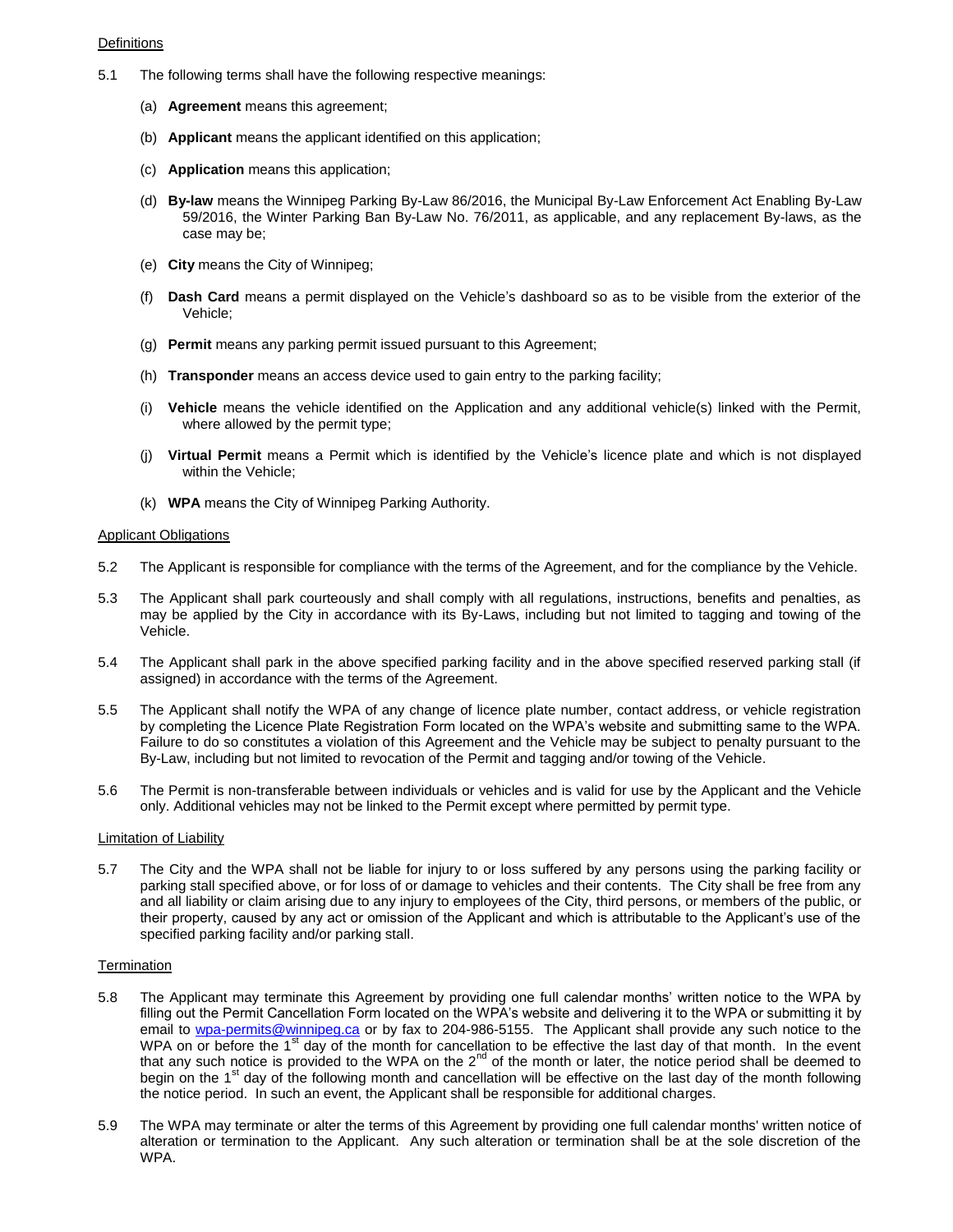Definitions

5.1 The following terms shall have the following respective meanings:

(a) **Agreement** means this agreement;

(b) **Applicant** means the applicant identified on this application;

(c) **Application** means this application;

(d) **By-law** means the Winnipeg Parking By-Law 86/2016, the Municipal By-Law Enforcement Act Enabling By-Law 59/2016, the Winter Parking Ban By-Law No. 76/2011, as applicable, and any replacement By-laws, as the case may be;

(e) **City** means the City of Winnipeg;

(f) **Dash Card** means a permit displayed on the Vehicle's dashboard so as to be visible from the exterior of the Vehicle;

(g) **Permit** means any parking permit issued pursuant to this Agreement;

(h) **Transponder** means an access device used to gain entry to the parking facility;

(i) **Vehicle** means the vehicle identified on the Application and any additional vehicle(s) linked with the Permit, where allowed by the permit type;

(j) **Virtual Permit** means a Permit which is identified by the Vehicle's licence plate and which is not displayed within the Vehicle;

(k) **WPA** means the City of Winnipeg Parking Authority.

Applicant Obligations

5.2 The Applicant is responsible for compliance with the terms of the Agreement, and for the compliance by the Vehicle.

5.3 The Applicant shall park courteously and shall comply with all regulations, instructions, benefits and penalties, as may be applied by the City in accordance with its By-Laws, including but not limited to tagging and towing of the Vehicle.

5.4 The Applicant shall park in the above specified parking facility and in the above specified reserved parking stall (if assigned) in accordance with the terms of the Agreement.

5.5 The Applicant shall notify the WPA of any change of licence plate number, contact address, or vehicle registration by completing the Licence Plate Registration Form located on the WPA's website and submitting same to the WPA. Failure to do so constitutes a violation of this Agreement and the Vehicle may be subject to penalty pursuant to the By-Law, including but not limited to revocation of the Permit and tagging and/or towing of the Vehicle.

5.6 The Permit is non-transferable between individuals or vehicles and is valid for use by the Applicant and the Vehicle only. Additional vehicles may not be linked to the Permit except where permitted by permit type.

Limitation of Liability

5.7 The City and the WPA shall not be liable for injury to or loss suffered by any persons using the parking facility or parking stall specified above, or for loss of or damage to vehicles and their contents. The City shall be free from any and all liability or claim arising due to any injury to employees of the City, third persons, or members of the public, or their property, caused by any act or omission of the Applicant and which is attributable to the Applicant's use of the specified parking facility and/or parking stall.

Termination

5.8 The Applicant may terminate this Agreement by providing one full calendar months' written notice to the WPA by filling out the Permit Cancellation Form located on the WPA's website and delivering it to the WPA or submitting it by email to wpa-permits@winnipeg.ca or by fax to 204-986-5155. The Applicant shall provide any such notice to the WPA on or before the 1st day of the month for cancellation to be effective the last day of that month. In the event that any such notice is provided to the WPA on the 2nd of the month or later, the notice period shall be deemed to begin on the 1st day of the following month and cancellation will be effective on the last day of the month following the notice period. In such an event, the Applicant shall be responsible for additional charges.

5.9 The WPA may terminate or alter the terms of this Agreement by providing one full calendar months' written notice of alteration or termination to the Applicant. Any such alteration or termination shall be at the sole discretion of the WPA.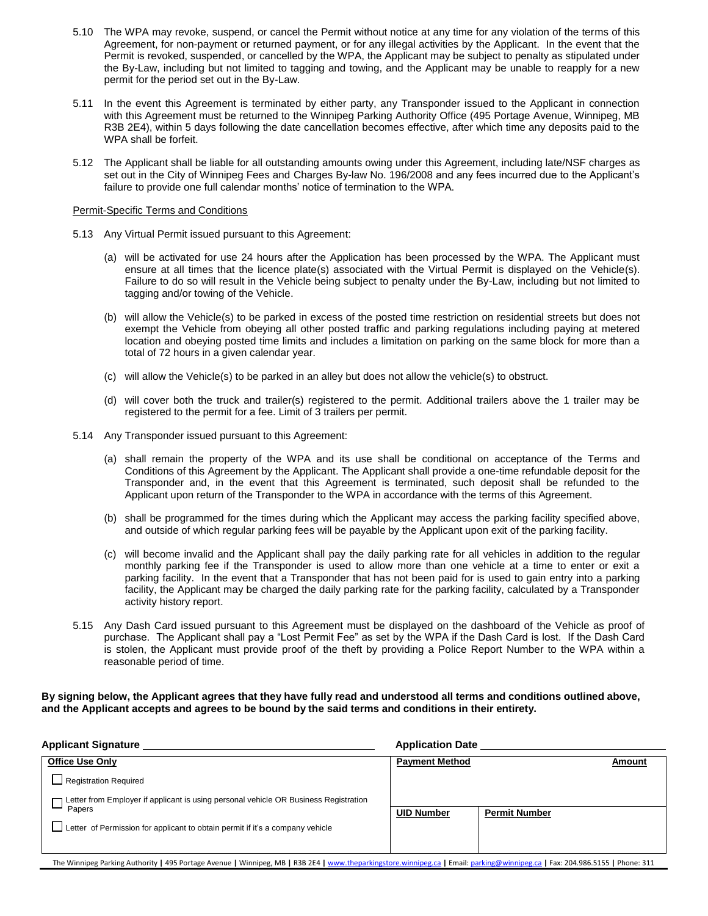5.10 The WPA may revoke, suspend, or cancel the Permit without notice at any time for any violation of the terms of this Agreement, for non-payment or returned payment, or for any illegal activities by the Applicant. In the event that the Permit is revoked, suspended, or cancelled by the WPA, the Applicant may be subject to penalty as stipulated under the By-Law, including but not limited to tagging and towing, and the Applicant may be unable to reapply for a new permit for the period set out in the By-Law.

5.11 In the event this Agreement is terminated by either party, any Transponder issued to the Applicant in connection with this Agreement must be returned to the Winnipeg Parking Authority Office (495 Portage Avenue, Winnipeg, MB R3B 2E4), within 5 days following the date cancellation becomes effective, after which time any deposits paid to the WPA shall be forfeit.

5.12 The Applicant shall be liable for all outstanding amounts owing under this Agreement, including late/NSF charges as set out in the City of Winnipeg Fees and Charges By-law No. 196/2008 and any fees incurred due to the Applicant's failure to provide one full calendar months' notice of termination to the WPA.

Permit-Specific Terms and Conditions

5.13 Any Virtual Permit issued pursuant to this Agreement:

(a) will be activated for use 24 hours after the Application has been processed by the WPA. The Applicant must ensure at all times that the licence plate(s) associated with the Virtual Permit is displayed on the Vehicle(s). Failure to do so will result in the Vehicle being subject to penalty under the By-Law, including but not limited to tagging and/or towing of the Vehicle.

(b) will allow the Vehicle(s) to be parked in excess of the posted time restriction on residential streets but does not exempt the Vehicle from obeying all other posted traffic and parking regulations including paying at metered location and obeying posted time limits and includes a limitation on parking on the same block for more than a total of 72 hours in a given calendar year.

(c) will allow the Vehicle(s) to be parked in an alley but does not allow the vehicle(s) to obstruct.

(d) will cover both the truck and trailer(s) registered to the permit. Additional trailers above the 1 trailer may be registered to the permit for a fee. Limit of 3 trailers per permit.

5.14 Any Transponder issued pursuant to this Agreement:

(a) shall remain the property of the WPA and its use shall be conditional on acceptance of the Terms and Conditions of this Agreement by the Applicant. The Applicant shall provide a one-time refundable deposit for the Transponder and, in the event that this Agreement is terminated, such deposit shall be refunded to the Applicant upon return of the Transponder to the WPA in accordance with the terms of this Agreement.

(b) shall be programmed for the times during which the Applicant may access the parking facility specified above, and outside of which regular parking fees will be payable by the Applicant upon exit of the parking facility.

(c) will become invalid and the Applicant shall pay the daily parking rate for all vehicles in addition to the regular monthly parking fee if the Transponder is used to allow more than one vehicle at a time to enter or exit a parking facility. In the event that a Transponder that has not been paid for is used to gain entry into a parking facility, the Applicant may be charged the daily parking rate for the parking facility, calculated by a Transponder activity history report.

5.15 Any Dash Card issued pursuant to this Agreement must be displayed on the dashboard of the Vehicle as proof of purchase. The Applicant shall pay a "Lost Permit Fee" as set by the WPA if the Dash Card is lost. If the Dash Card is stolen, the Applicant must provide proof of the theft by providing a Police Report Number to the WPA within a reasonable period of time.

**By signing below, the Applicant agrees that they have fully read and understood all terms and conditions outlined above, and the Applicant accepts and agrees to be bound by the said terms and conditions in their entirety.**

**Applicant Signature** ______________________ **Application Date** ______________________

| **Office Use Only** | **Payment Method** | | **Amount** |
|---|---|---|---|
| ☐ Registration Required<br>☐ Letter from Employer if applicant is using personal vehicle OR Business Registration Papers<br>☐ Letter of Permission for applicant to obtain permit if it's a company vehicle | | | |
| | **UID Number** | **Permit Number** | |
| | | | |

The Winnipeg Parking Authority | 495 Portage Avenue | Winnipeg, MB | R3B 2E4 | www.theparkingstore.winnipeg.ca | Email: parking@winnipeg.ca | Fax: 204.986.5155 | Phone: 311